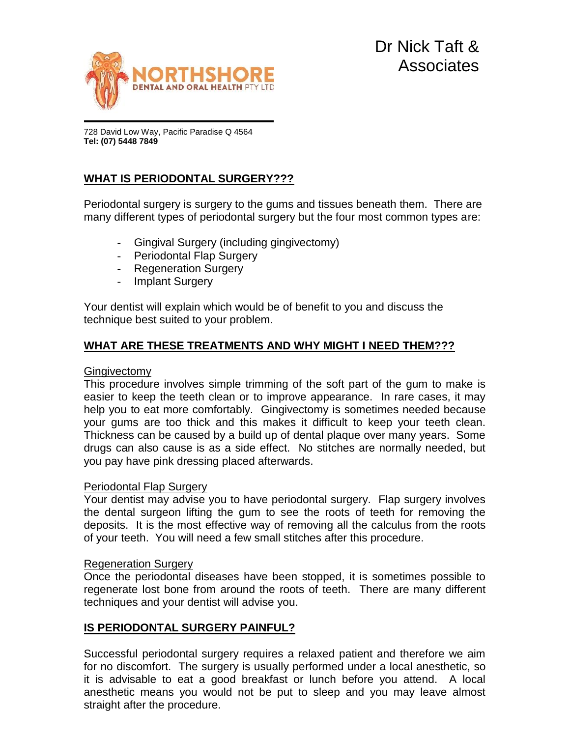NORTHSHORE
DENTAL AND ORAL HEALTH PTY LTD

Dr Nick Taft &
Associates

728 David Low Way, Pacific Paradise Q 4564
**Tel: (07) 5448 7849**

## WHAT IS PERIODONTAL SURGERY???

Periodontal surgery is surgery to the gums and tissues beneath them. There are many different types of periodontal surgery but the four most common types are:

- Gingival Surgery (including gingivectomy)
- Periodontal Flap Surgery
- Regeneration Surgery
- Implant Surgery

Your dentist will explain which would be of benefit to you and discuss the technique best suited to your problem.

## WHAT ARE THESE TREATMENTS AND WHY MIGHT I NEED THEM???

### Gingivectomy

This procedure involves simple trimming of the soft part of the gum to make is easier to keep the teeth clean or to improve appearance. In rare cases, it may help you to eat more comfortably. Gingivectomy is sometimes needed because your gums are too thick and this makes it difficult to keep your teeth clean. Thickness can be caused by a build up of dental plaque over many years. Some drugs can also cause is as a side effect. No stitches are normally needed, but you pay have pink dressing placed afterwards.

### Periodontal Flap Surgery

Your dentist may advise you to have periodontal surgery. Flap surgery involves the dental surgeon lifting the gum to see the roots of teeth for removing the deposits. It is the most effective way of removing all the calculus from the roots of your teeth. You will need a few small stitches after this procedure.

### Regeneration Surgery

Once the periodontal diseases have been stopped, it is sometimes possible to regenerate lost bone from around the roots of teeth. There are many different techniques and your dentist will advise you.

## IS PERIODONTAL SURGERY PAINFUL?

Successful periodontal surgery requires a relaxed patient and therefore we aim for no discomfort. The surgery is usually performed under a local anesthetic, so it is advisable to eat a good breakfast or lunch before you attend. A local anesthetic means you would not be put to sleep and you may leave almost straight after the procedure.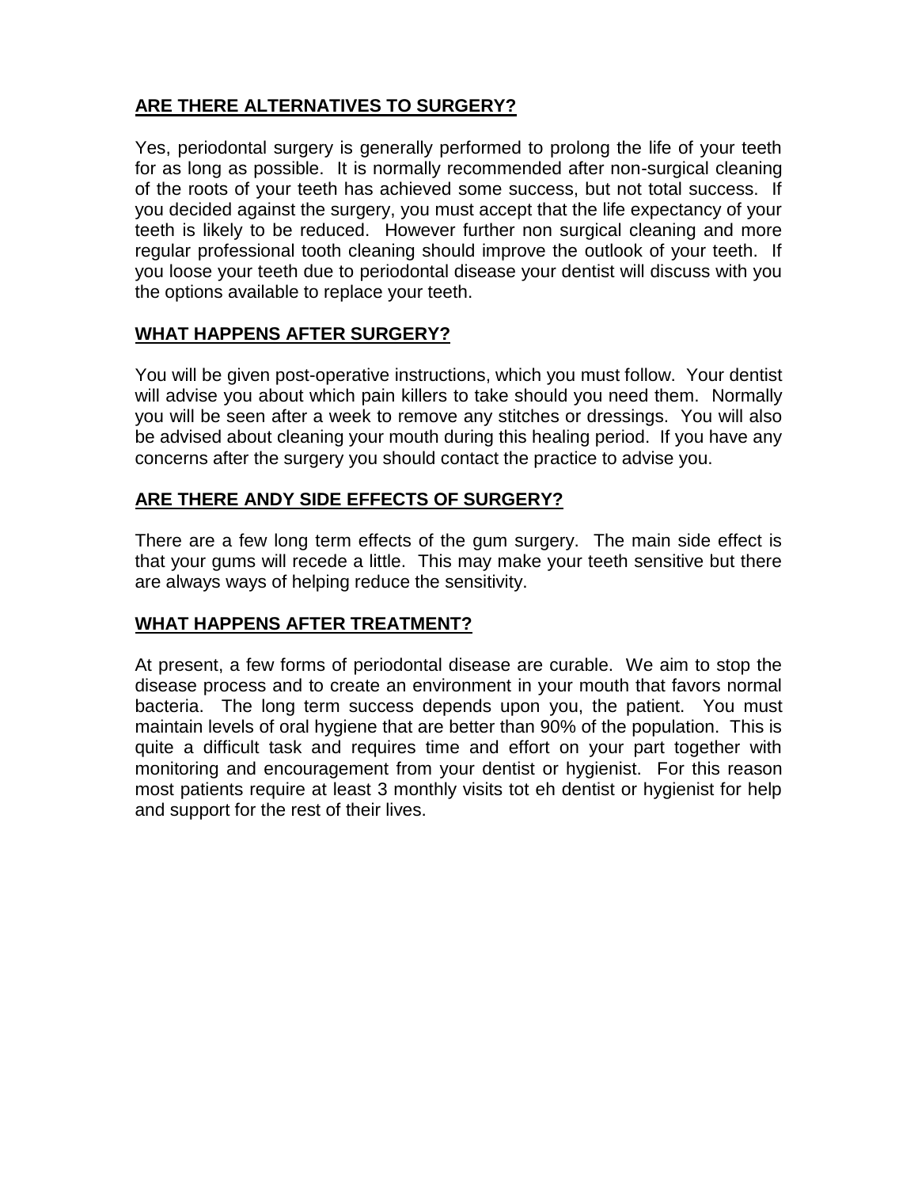## ARE THERE ALTERNATIVES TO SURGERY?

Yes, periodontal surgery is generally performed to prolong the life of your teeth for as long as possible. It is normally recommended after non-surgical cleaning of the roots of your teeth has achieved some success, but not total success. If you decided against the surgery, you must accept that the life expectancy of your teeth is likely to be reduced. However further non surgical cleaning and more regular professional tooth cleaning should improve the outlook of your teeth. If you loose your teeth due to periodontal disease your dentist will discuss with you the options available to replace your teeth.

## WHAT HAPPENS AFTER SURGERY?

You will be given post-operative instructions, which you must follow. Your dentist will advise you about which pain killers to take should you need them. Normally you will be seen after a week to remove any stitches or dressings. You will also be advised about cleaning your mouth during this healing period. If you have any concerns after the surgery you should contact the practice to advise you.

## ARE THERE ANDY SIDE EFFECTS OF SURGERY?

There are a few long term effects of the gum surgery. The main side effect is that your gums will recede a little. This may make your teeth sensitive but there are always ways of helping reduce the sensitivity.

## WHAT HAPPENS AFTER TREATMENT?

At present, a few forms of periodontal disease are curable. We aim to stop the disease process and to create an environment in your mouth that favors normal bacteria. The long term success depends upon you, the patient. You must maintain levels of oral hygiene that are better than 90% of the population. This is quite a difficult task and requires time and effort on your part together with monitoring and encouragement from your dentist or hygienist. For this reason most patients require at least 3 monthly visits tot eh dentist or hygienist for help and support for the rest of their lives.